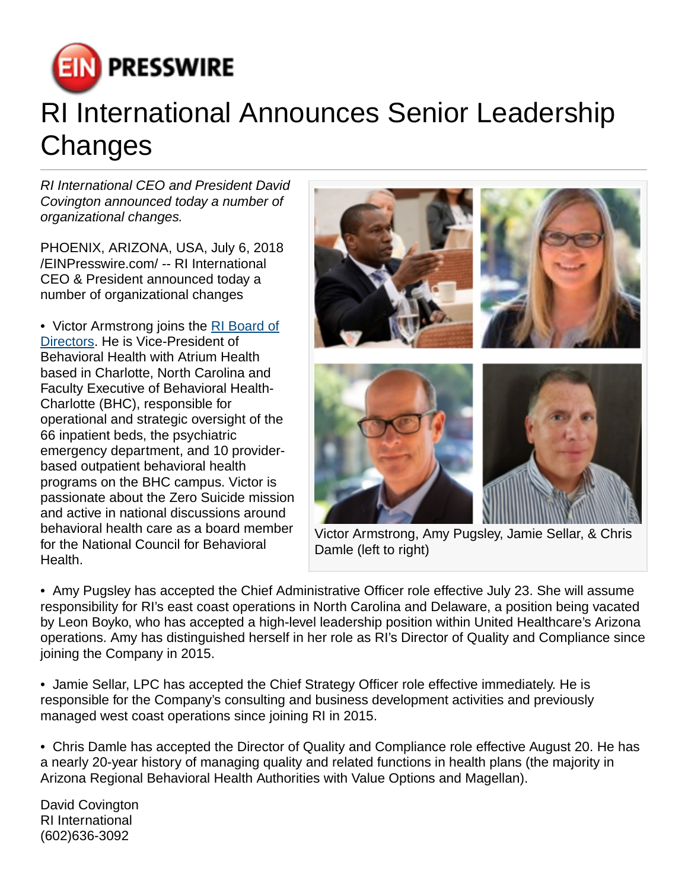# RI International Announces Senior Leadership Changes

*RI International CEO and President David Covington announced today a number of organizational changes.*

PHOENIX, ARIZONA, USA, July 6, 2018 /EINPresswire.com/ -- RI International CEO & President announced today a number of organizational changes

• Victor Armstrong joins the [RI Board of Directors](). He is Vice-President of Behavioral Health with Atrium Health based in Charlotte, North Carolina and Faculty Executive of Behavioral Health-Charlotte (BHC), responsible for operational and strategic oversight of the 66 inpatient beds, the psychiatric emergency department, and 10 provider-based outpatient behavioral health programs on the BHC campus. Victor is passionate about the Zero Suicide mission and active in national discussions around behavioral health care as a board member for the National Council for Behavioral Health.

Victor Armstrong, Amy Pugsley, Jamie Sellar, & Chris Damle (left to right)

• Amy Pugsley has accepted the Chief Administrative Officer role effective July 23. She will assume responsibility for RI's east coast operations in North Carolina and Delaware, a position being vacated by Leon Boyko, who has accepted a high-level leadership position within United Healthcare's Arizona operations. Amy has distinguished herself in her role as RI's Director of Quality and Compliance since joining the Company in 2015.

• Jamie Sellar, LPC has accepted the Chief Strategy Officer role effective immediately. He is responsible for the Company's consulting and business development activities and previously managed west coast operations since joining RI in 2015.

• Chris Damle has accepted the Director of Quality and Compliance role effective August 20. He has a nearly 20-year history of managing quality and related functions in health plans (the majority in Arizona Regional Behavioral Health Authorities with Value Options and Magellan).

David Covington
RI International
(602)636-3092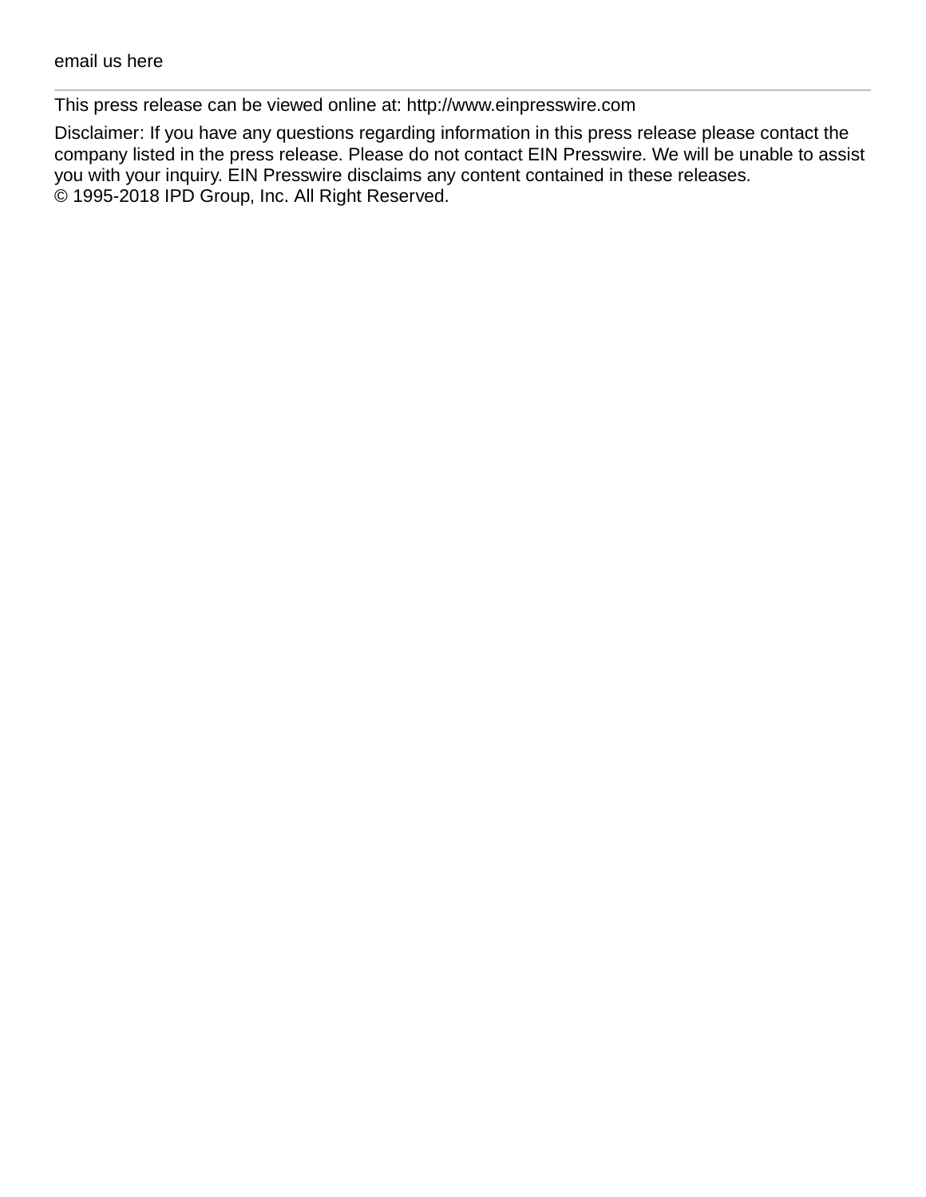email us here

---

This press release can be viewed online at: http://www.einpresswire.com

Disclaimer: If you have any questions regarding information in this press release please contact the company listed in the press release. Please do not contact EIN Presswire. We will be unable to assist you with your inquiry. EIN Presswire disclaims any content contained in these releases.
© 1995-2018 IPD Group, Inc. All Right Reserved.